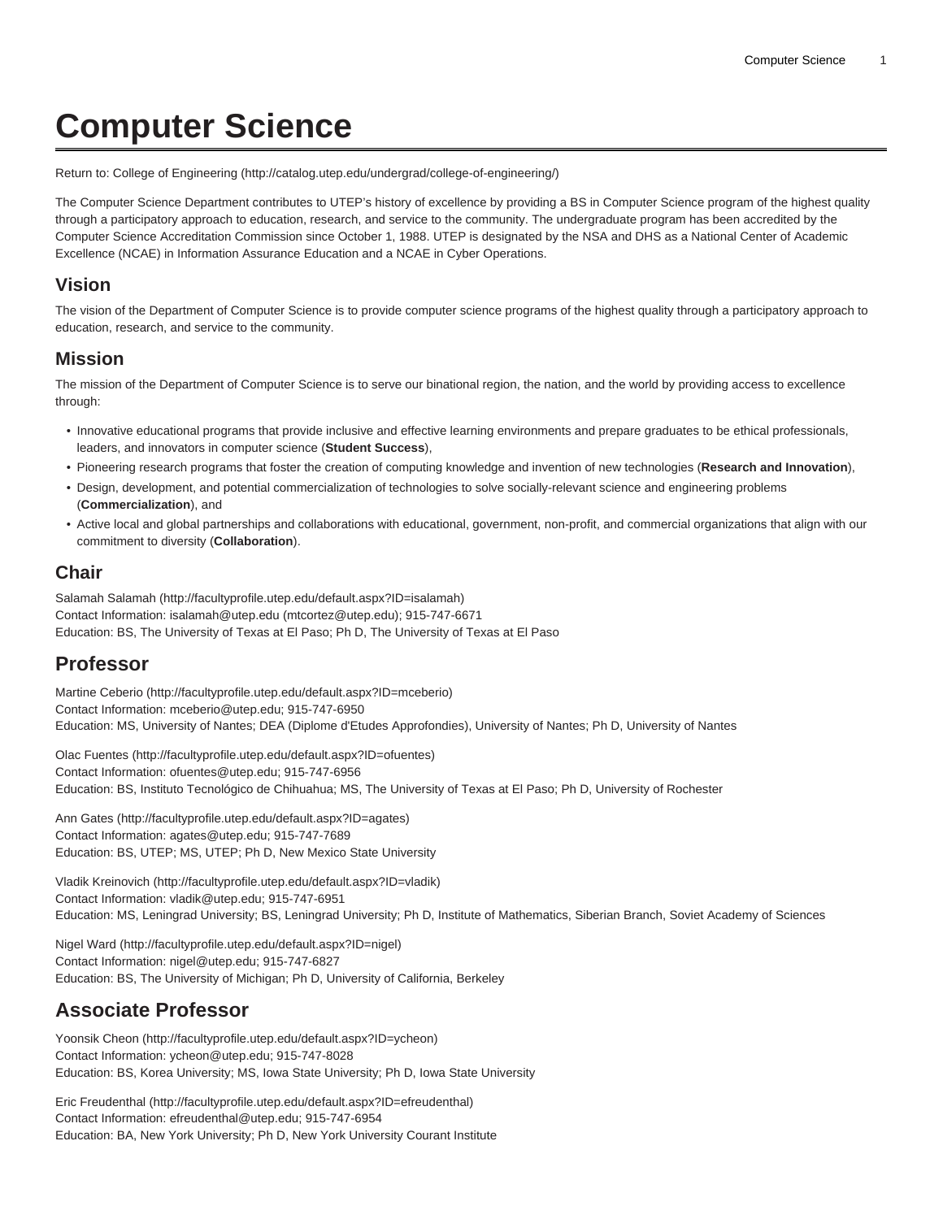# Computer Science

Return to: College of Engineering (http://catalog.utep.edu/undergrad/college-of-engineering/)

The Computer Science Department contributes to UTEP's history of excellence by providing a BS in Computer Science program of the highest quality through a participatory approach to education, research, and service to the community. The undergraduate program has been accredited by the Computer Science Accreditation Commission since October 1, 1988. UTEP is designated by the NSA and DHS as a National Center of Academic Excellence (NCAE) in Information Assurance Education and a NCAE in Cyber Operations.

## Vision

The vision of the Department of Computer Science is to provide computer science programs of the highest quality through a participatory approach to education, research, and service to the community.

## Mission

The mission of the Department of Computer Science is to serve our binational region, the nation, and the world by providing access to excellence through:

- Innovative educational programs that provide inclusive and effective learning environments and prepare graduates to be ethical professionals, leaders, and innovators in computer science (**Student Success**),
- Pioneering research programs that foster the creation of computing knowledge and invention of new technologies (**Research and Innovation**),
- Design, development, and potential commercialization of technologies to solve socially-relevant science and engineering problems (**Commercialization**), and
- Active local and global partnerships and collaborations with educational, government, non-profit, and commercial organizations that align with our commitment to diversity (**Collaboration**).

## Chair

Salamah Salamah (http://facultyprofile.utep.edu/default.aspx?ID=isalamah)
Contact Information: isalamah@utep.edu (mtcortez@utep.edu); 915-747-6671
Education: BS, The University of Texas at El Paso; Ph D, The University of Texas at El Paso

## Professor

Martine Ceberio (http://facultyprofile.utep.edu/default.aspx?ID=mceberio)
Contact Information: mceberio@utep.edu; 915-747-6950
Education: MS, University of Nantes; DEA (Diplome d'Etudes Approfondies), University of Nantes; Ph D, University of Nantes

Olac Fuentes (http://facultyprofile.utep.edu/default.aspx?ID=ofuentes)
Contact Information: ofuentes@utep.edu; 915-747-6956
Education: BS, Instituto Tecnológico de Chihuahua; MS, The University of Texas at El Paso; Ph D, University of Rochester

Ann Gates (http://facultyprofile.utep.edu/default.aspx?ID=agates)
Contact Information: agates@utep.edu; 915-747-7689
Education: BS, UTEP; MS, UTEP; Ph D, New Mexico State University

Vladik Kreinovich (http://facultyprofile.utep.edu/default.aspx?ID=vladik)
Contact Information: vladik@utep.edu; 915-747-6951
Education: MS, Leningrad University; BS, Leningrad University; Ph D, Institute of Mathematics, Siberian Branch, Soviet Academy of Sciences

Nigel Ward (http://facultyprofile.utep.edu/default.aspx?ID=nigel)
Contact Information: nigel@utep.edu; 915-747-6827
Education: BS, The University of Michigan; Ph D, University of California, Berkeley

## Associate Professor

Yoonsik Cheon (http://facultyprofile.utep.edu/default.aspx?ID=ycheon)
Contact Information: ycheon@utep.edu; 915-747-8028
Education: BS, Korea University; MS, Iowa State University; Ph D, Iowa State University

Eric Freudenthal (http://facultyprofile.utep.edu/default.aspx?ID=efreudenthal)
Contact Information: efreudenthal@utep.edu; 915-747-6954
Education: BA, New York University; Ph D, New York University Courant Institute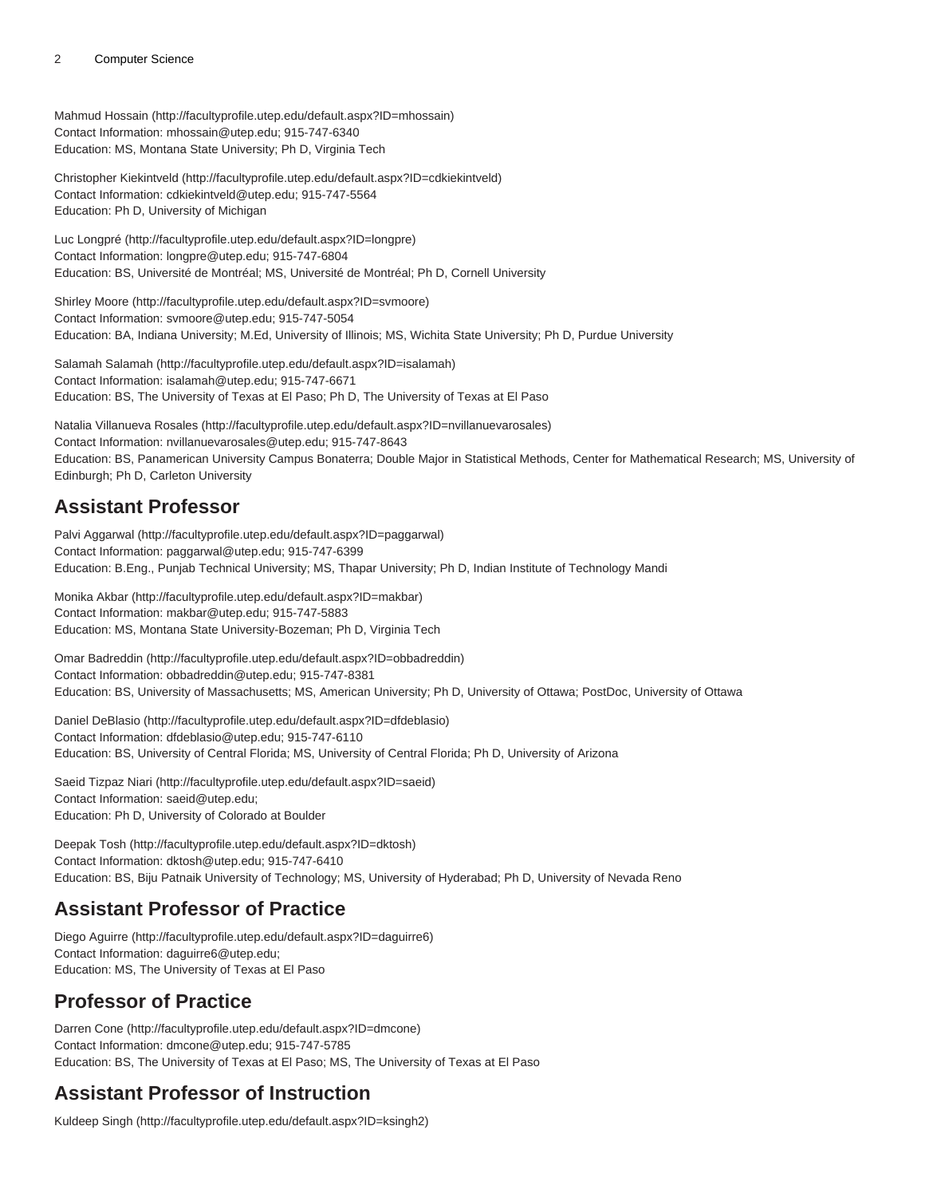Mahmud Hossain (http://facultyprofile.utep.edu/default.aspx?ID=mhossain)
Contact Information: mhossain@utep.edu; 915-747-6340
Education: MS, Montana State University; Ph D, Virginia Tech

Christopher Kiekintveld (http://facultyprofile.utep.edu/default.aspx?ID=cdkiekintveld)
Contact Information: cdkiekintveld@utep.edu; 915-747-5564
Education: Ph D, University of Michigan

Luc Longpré (http://facultyprofile.utep.edu/default.aspx?ID=longpre)
Contact Information: longpre@utep.edu; 915-747-6804
Education: BS, Université de Montréal; MS, Université de Montréal; Ph D, Cornell University

Shirley Moore (http://facultyprofile.utep.edu/default.aspx?ID=svmoore)
Contact Information: svmoore@utep.edu; 915-747-5054
Education: BA, Indiana University; M.Ed, University of Illinois; MS, Wichita State University; Ph D, Purdue University

Salamah Salamah (http://facultyprofile.utep.edu/default.aspx?ID=isalamah)
Contact Information: isalamah@utep.edu; 915-747-6671
Education: BS, The University of Texas at El Paso; Ph D, The University of Texas at El Paso

Natalia Villanueva Rosales (http://facultyprofile.utep.edu/default.aspx?ID=nvillanuevarosales)
Contact Information: nvillanuevarosales@utep.edu; 915-747-8643
Education: BS, Panamerican University Campus Bonaterra; Double Major in Statistical Methods, Center for Mathematical Research; MS, University of Edinburgh; Ph D, Carleton University

## Assistant Professor

Palvi Aggarwal (http://facultyprofile.utep.edu/default.aspx?ID=paggarwal)
Contact Information: paggarwal@utep.edu; 915-747-6399
Education: B.Eng., Punjab Technical University; MS, Thapar University; Ph D, Indian Institute of Technology Mandi

Monika Akbar (http://facultyprofile.utep.edu/default.aspx?ID=makbar)
Contact Information: makbar@utep.edu; 915-747-5883
Education: MS, Montana State University-Bozeman; Ph D, Virginia Tech

Omar Badreddin (http://facultyprofile.utep.edu/default.aspx?ID=obbadreddin)
Contact Information: obbadreddin@utep.edu; 915-747-8381
Education: BS, University of Massachusetts; MS, American University; Ph D, University of Ottawa; PostDoc, University of Ottawa

Daniel DeBlasio (http://facultyprofile.utep.edu/default.aspx?ID=dfdeblasio)
Contact Information: dfdeblasio@utep.edu; 915-747-6110
Education: BS, University of Central Florida; MS, University of Central Florida; Ph D, University of Arizona

Saeid Tizpaz Niari (http://facultyprofile.utep.edu/default.aspx?ID=saeid)
Contact Information: saeid@utep.edu;
Education: Ph D, University of Colorado at Boulder

Deepak Tosh (http://facultyprofile.utep.edu/default.aspx?ID=dktosh)
Contact Information: dktosh@utep.edu; 915-747-6410
Education: BS, Biju Patnaik University of Technology; MS, University of Hyderabad; Ph D, University of Nevada Reno

## Assistant Professor of Practice

Diego Aguirre (http://facultyprofile.utep.edu/default.aspx?ID=daguirre6)
Contact Information: daguirre6@utep.edu;
Education: MS, The University of Texas at El Paso

## Professor of Practice

Darren Cone (http://facultyprofile.utep.edu/default.aspx?ID=dmcone)
Contact Information: dmcone@utep.edu; 915-747-5785
Education: BS, The University of Texas at El Paso; MS, The University of Texas at El Paso

## Assistant Professor of Instruction

Kuldeep Singh (http://facultyprofile.utep.edu/default.aspx?ID=ksingh2)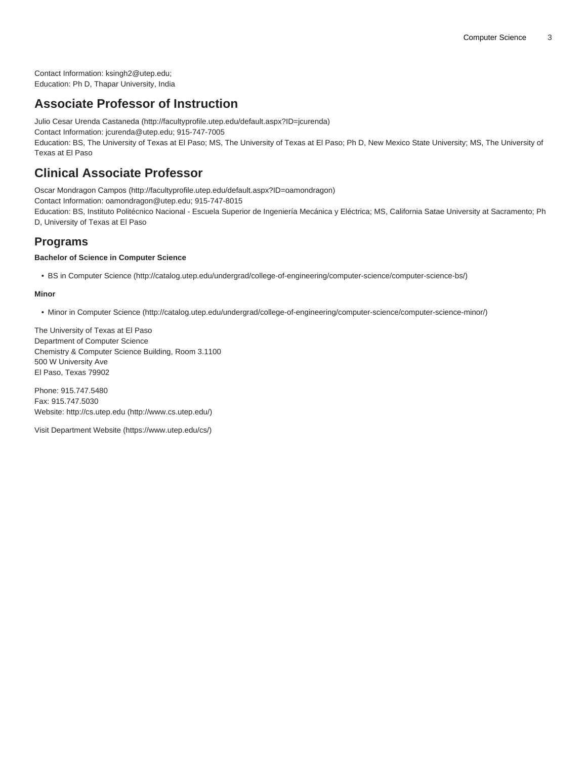Contact Information: ksingh2@utep.edu;
Education: Ph D, Thapar University, India

## Associate Professor of Instruction

Julio Cesar Urenda Castaneda (http://facultyprofile.utep.edu/default.aspx?ID=jcurenda)
Contact Information: jcurenda@utep.edu; 915-747-7005
Education: BS, The University of Texas at El Paso; MS, The University of Texas at El Paso; Ph D, New Mexico State University; MS, The University of Texas at El Paso

## Clinical Associate Professor

Oscar Mondragon Campos (http://facultyprofile.utep.edu/default.aspx?ID=oamondragon)
Contact Information: oamondragon@utep.edu; 915-747-8015
Education: BS, Instituto Politécnico Nacional - Escuela Superior de Ingeniería Mecánica y Eléctrica; MS, California Satae University at Sacramento; Ph D, University of Texas at El Paso

## Programs

**Bachelor of Science in Computer Science**

- BS in Computer Science (http://catalog.utep.edu/undergrad/college-of-engineering/computer-science/computer-science-bs/)

**Minor**

- Minor in Computer Science (http://catalog.utep.edu/undergrad/college-of-engineering/computer-science/computer-science-minor/)

The University of Texas at El Paso
Department of Computer Science
Chemistry & Computer Science Building, Room 3.1100
500 W University Ave
El Paso, Texas 79902

Phone: 915.747.5480
Fax: 915.747.5030
Website: http://cs.utep.edu (http://www.cs.utep.edu/)

Visit Department Website (https://www.utep.edu/cs/)